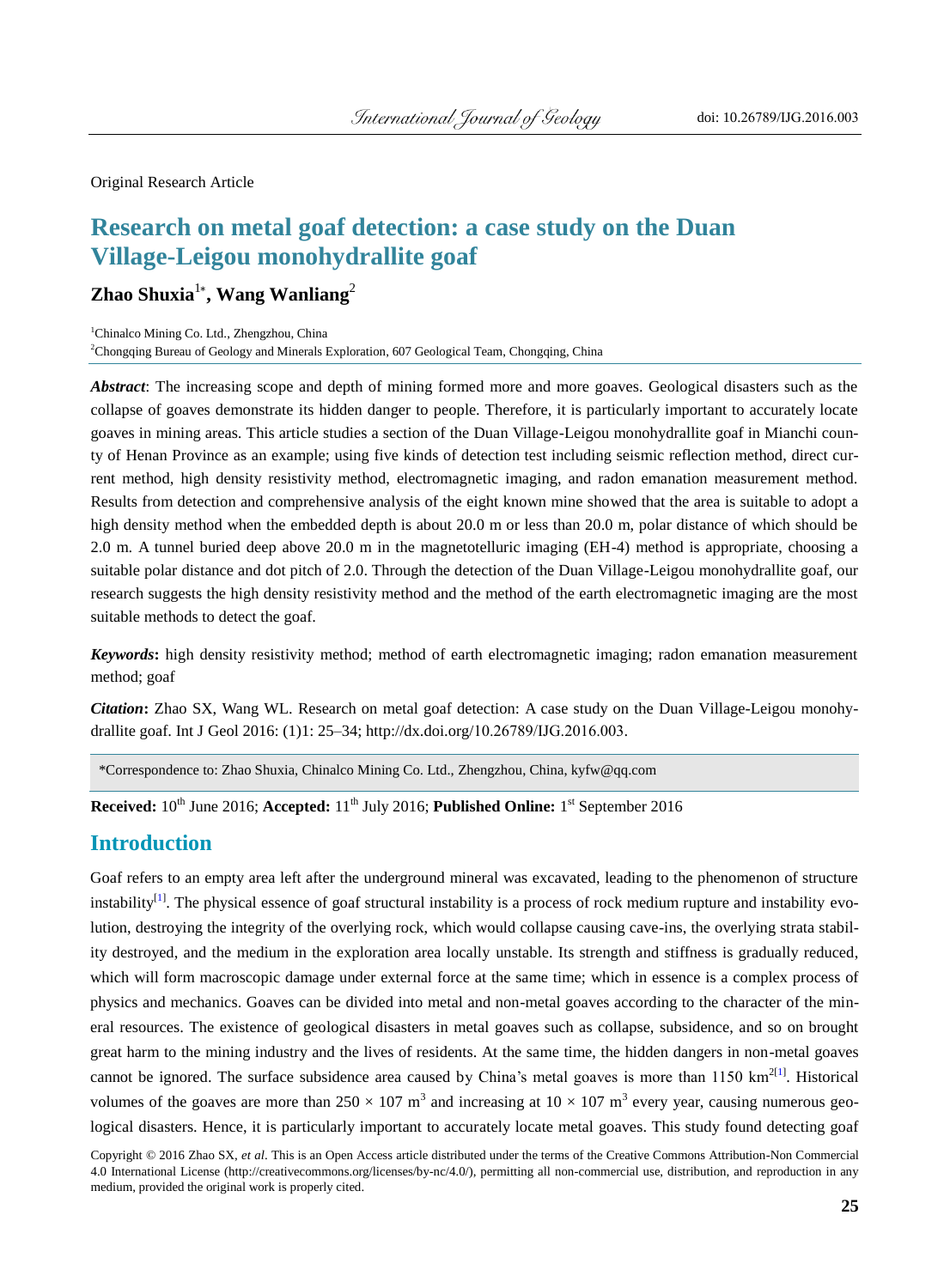Original Research Article

# Research on metal goaf detection: a case study on the Duan Village-Leigou monohydrallite goaf

**Zhao Shuxia[1*], Wang Wanliang[2]**

[1]Chinalco Mining Co. Ltd., Zhengzhou, China
[2]Chongqing Bureau of Geology and Minerals Exploration, 607 Geological Team, Chongqing, China

***Abstract***: The increasing scope and depth of mining formed more and more goaves. Geological disasters such as the collapse of goaves demonstrate its hidden danger to people. Therefore, it is particularly important to accurately locate goaves in mining areas. This article studies a section of the Duan Village-Leigou monohydrallite goaf in Mianchi county of Henan Province as an example; using five kinds of detection test including seismic reflection method, direct current method, high density resistivity method, electromagnetic imaging, and radon emanation measurement method. Results from detection and comprehensive analysis of the eight known mine showed that the area is suitable to adopt a high density method when the embedded depth is about 20.0 m or less than 20.0 m, polar distance of which should be 2.0 m. A tunnel buried deep above 20.0 m in the magnetotelluric imaging (EH-4) method is appropriate, choosing a suitable polar distance and dot pitch of 2.0. Through the detection of the Duan Village-Leigou monohydrallite goaf, our research suggests the high density resistivity method and the method of the earth electromagnetic imaging are the most suitable methods to detect the goaf.

***Keywords*:** high density resistivity method; method of earth electromagnetic imaging; radon emanation measurement method; goaf

***Citation*:** Zhao SX, Wang WL. Research on metal goaf detection: A case study on the Duan Village-Leigou monohydrallite goaf. Int J Geol 2016: (1)1: 25–34; http://dx.doi.org/10.26789/IJG.2016.003.

*Correspondence to: Zhao Shuxia, Chinalco Mining Co. Ltd., Zhengzhou, China, kyfw@qq.com

**Received:** 10th June 2016; **Accepted:** 11th July 2016; **Published Online:** 1st September 2016

## Introduction

Goaf refers to an empty area left after the underground mineral was excavated, leading to the phenomenon of structure instability[1]. The physical essence of goaf structural instability is a process of rock medium rupture and instability evolution, destroying the integrity of the overlying rock, which would collapse causing cave-ins, the overlying strata stability destroyed, and the medium in the exploration area locally unstable. Its strength and stiffness is gradually reduced, which will form macroscopic damage under external force at the same time; which in essence is a complex process of physics and mechanics. Goaves can be divided into metal and non-metal goaves according to the character of the mineral resources. The existence of geological disasters in metal goaves such as collapse, subsidence, and so on brought great harm to the mining industry and the lives of residents. At the same time, the hidden dangers in non-metal goaves cannot be ignored. The surface subsidence area caused by China's metal goaves is more than 1150 $km^2$[1]. Historical volumes of the goaves are more than $250 \times 107$ $m^3$ and increasing at $10 \times 107$ $m^3$ every year, causing numerous geological disasters. Hence, it is particularly important to accurately locate metal goaves. This study found detecting goaf

Copyright © 2016 Zhao SX, *et al*. This is an Open Access article distributed under the terms of the Creative Commons Attribution-Non Commercial 4.0 International License (http://creativecommons.org/licenses/by-nc/4.0/), permitting all non-commercial use, distribution, and reproduction in any medium, provided the original work is properly cited.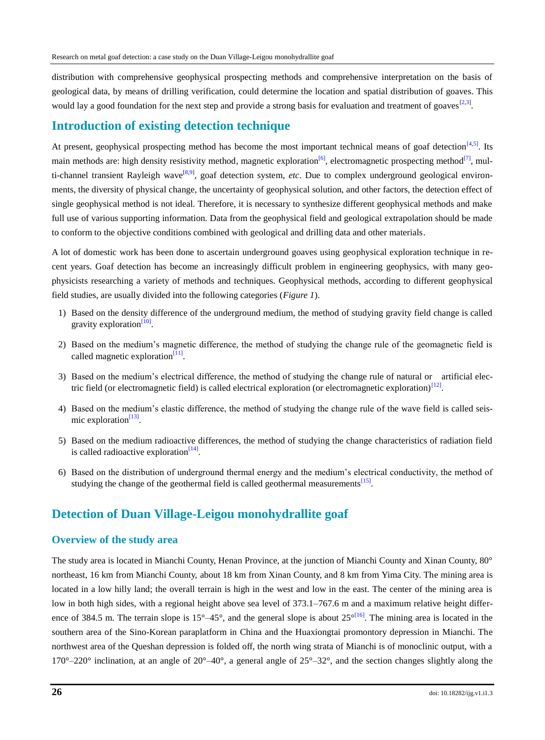distribution with comprehensive geophysical prospecting methods and comprehensive interpretation on the basis of geological data, by means of drilling verification, could determine the location and spatial distribution of goaves. This would lay a good foundation for the next step and provide a strong basis for evaluation and treatment of goaves[2,3].

## Introduction of existing detection technique

At present, geophysical prospecting method has become the most important technical means of goaf detection[4,5]. Its main methods are: high density resistivity method, magnetic exploration[6], electromagnetic prospecting method[7], multi-channel transient Rayleigh wave[8,9], goaf detection system, *etc*. Due to complex underground geological environments, the diversity of physical change, the uncertainty of geophysical solution, and other factors, the detection effect of single geophysical method is not ideal. Therefore, it is necessary to synthesize different geophysical methods and make full use of various supporting information. Data from the geophysical field and geological extrapolation should be made to conform to the objective conditions combined with geological and drilling data and other materials.

A lot of domestic work has been done to ascertain underground goaves using geophysical exploration technique in recent years. Goaf detection has become an increasingly difficult problem in engineering geophysics, with many geophysicists researching a variety of methods and techniques. Geophysical methods, according to different geophysical field studies, are usually divided into the following categories (*Figure 1*).

1) Based on the density difference of the underground medium, the method of studying gravity field change is called gravity exploration[10].

2) Based on the medium's magnetic difference, the method of studying the change rule of the geomagnetic field is called magnetic exploration[11].

3) Based on the medium's electrical difference, the method of studying the change rule of natural or artificial electric field (or electromagnetic field) is called electrical exploration (or electromagnetic exploration)[12].

4) Based on the medium's elastic difference, the method of studying the change rule of the wave field is called seismic exploration[13].

5) Based on the medium radioactive differences, the method of studying the change characteristics of radiation field is called radioactive exploration[14].

6) Based on the distribution of underground thermal energy and the medium's electrical conductivity, the method of studying the change of the geothermal field is called geothermal measurements[15].

## Detection of Duan Village-Leigou monohydrallite goaf

### Overview of the study area

The study area is located in Mianchi County, Henan Province, at the junction of Mianchi County and Xinan County, 80° northeast, 16 km from Mianchi County, about 18 km from Xinan County, and 8 km from Yima City. The mining area is located in a low hilly land; the overall terrain is high in the west and low in the east. The center of the mining area is low in both high sides, with a regional height above sea level of 373.1–767.6 m and a maximum relative height difference of 384.5 m. The terrain slope is 15°–45°, and the general slope is about 25°[16]. The mining area is located in the southern area of the Sino-Korean paraplatform in China and the Huaxiongtai promontory depression in Mianchi. The northwest area of the Queshan depression is folded off, the north wing strata of Mianchi is of monoclinic output, with a 170°–220° inclination, at an angle of 20°–40°, a general angle of 25°–32°, and the section changes slightly along the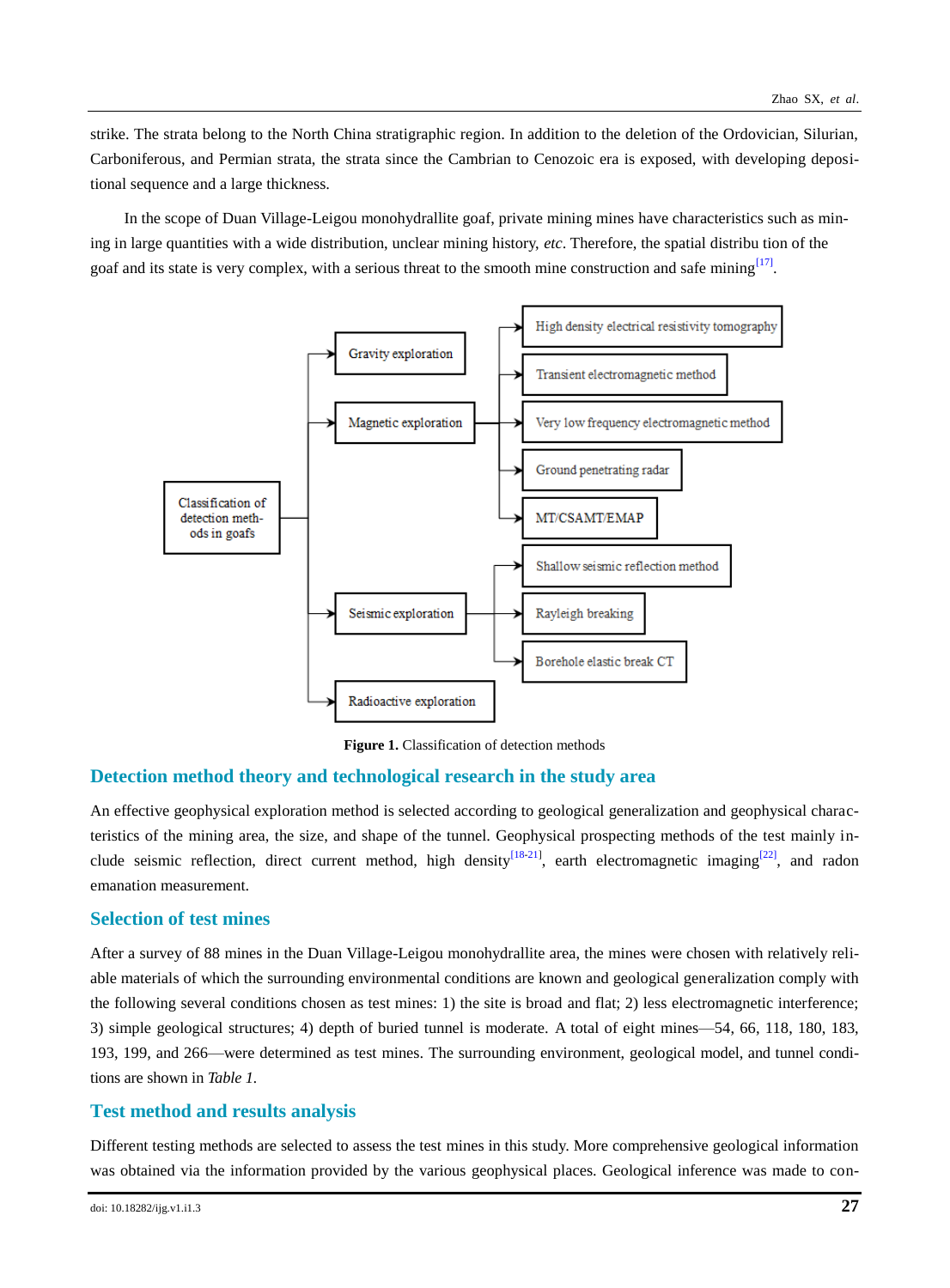strike. The strata belong to the North China stratigraphic region. In addition to the deletion of the Ordovician, Silurian, Carboniferous, and Permian strata, the strata since the Cambrian to Cenozoic era is exposed, with developing depositional sequence and a large thickness.

In the scope of Duan Village-Leigou monohydrallite goaf, private mining mines have characteristics such as mining in large quantities with a wide distribution, unclear mining history, *etc*. Therefore, the spatial distribu tion of the goaf and its state is very complex, with a serious threat to the smooth mine construction and safe mining[17].

Classification of detection methods in goafs

- Gravity exploration
- Magnetic exploration
- Seismic exploration
- Radioactive exploration

- High density electrical resistivity tomography
- Transient electromagnetic method
- Very low frequency electromagnetic method
- Ground penetrating radar
- MT/CSAMT/EMAP

- Shallow seismic reflection method
- Rayleigh breaking
- Borehole elastic break CT

**Figure 1.** Classification of detection methods

## Detection method theory and technological research in the study area

An effective geophysical exploration method is selected according to geological generalization and geophysical characteristics of the mining area, the size, and shape of the tunnel. Geophysical prospecting methods of the test mainly include seismic reflection, direct current method, high density[18-21], earth electromagnetic imaging[22], and radon emanation measurement.

## Selection of test mines

After a survey of 88 mines in the Duan Village-Leigou monohydrallite area, the mines were chosen with relatively reliable materials of which the surrounding environmental conditions are known and geological generalization comply with the following several conditions chosen as test mines: 1) the site is broad and flat; 2) less electromagnetic interference; 3) simple geological structures; 4) depth of buried tunnel is moderate. A total of eight mines—54, 66, 118, 180, 183, 193, 199, and 266—were determined as test mines. The surrounding environment, geological model, and tunnel conditions are shown in *Table 1*.

## Test method and results analysis

Different testing methods are selected to assess the test mines in this study. More comprehensive geological information was obtained via the information provided by the various geophysical places. Geological inference was made to con-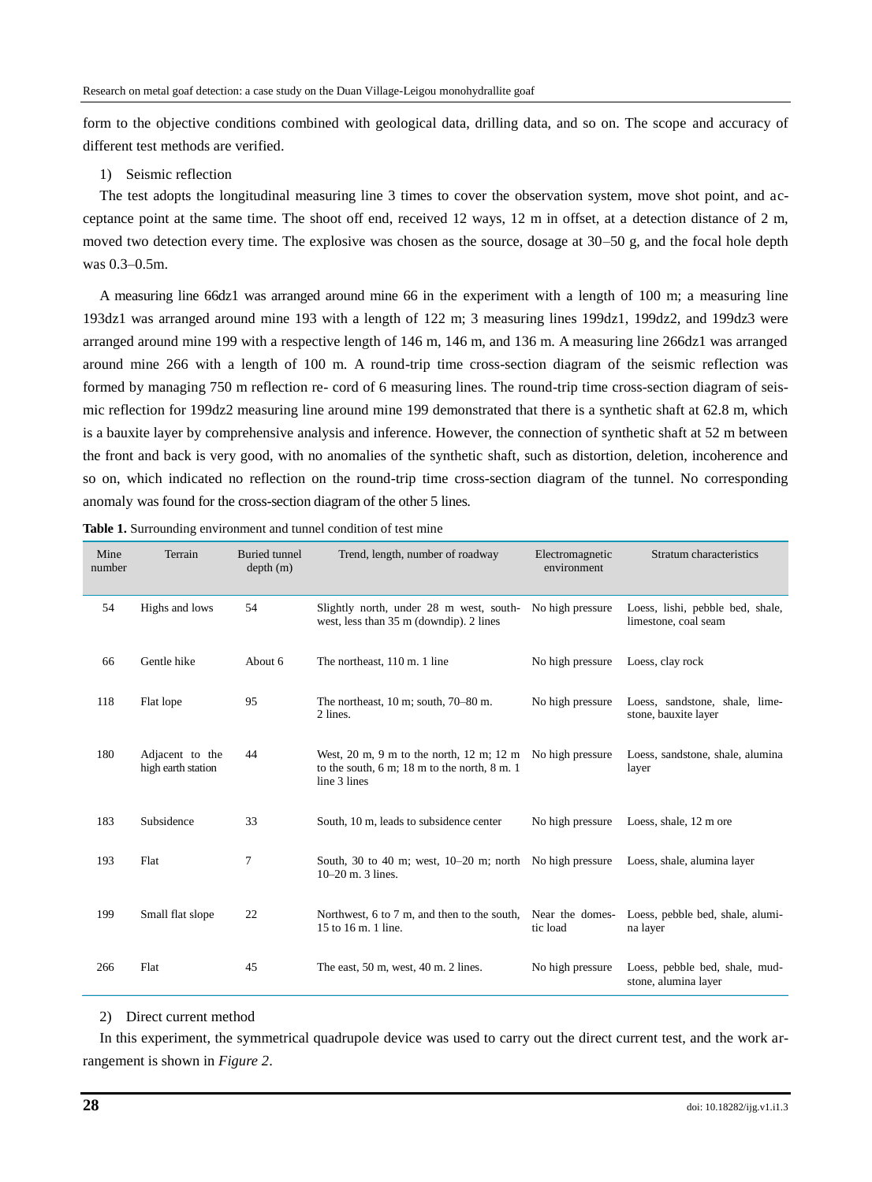form to the objective conditions combined with geological data, drilling data, and so on. The scope and accuracy of different test methods are verified.

1) Seismic reflection

The test adopts the longitudinal measuring line 3 times to cover the observation system, move shot point, and acceptance point at the same time. The shoot off end, received 12 ways, 12 m in offset, at a detection distance of 2 m, moved two detection every time. The explosive was chosen as the source, dosage at 30–50 g, and the focal hole depth was 0.3–0.5m.

A measuring line 66dz1 was arranged around mine 66 in the experiment with a length of 100 m; a measuring line 193dz1 was arranged around mine 193 with a length of 122 m; 3 measuring lines 199dz1, 199dz2, and 199dz3 were arranged around mine 199 with a respective length of 146 m, 146 m, and 136 m. A measuring line 266dz1 was arranged around mine 266 with a length of 100 m. A round-trip time cross-section diagram of the seismic reflection was formed by managing 750 m reflection re- cord of 6 measuring lines. The round-trip time cross-section diagram of seismic reflection for 199dz2 measuring line around mine 199 demonstrated that there is a synthetic shaft at 62.8 m, which is a bauxite layer by comprehensive analysis and inference. However, the connection of synthetic shaft at 52 m between the front and back is very good, with no anomalies of the synthetic shaft, such as distortion, deletion, incoherence and so on, which indicated no reflection on the round-trip time cross-section diagram of the tunnel. No corresponding anomaly was found for the cross-section diagram of the other 5 lines.

**Table 1.** Surrounding environment and tunnel condition of test mine

| Mine number | Terrain | Buried tunnel depth (m) | Trend, length, number of roadway | Electromagnetic environment | Stratum characteristics |
|---|---|---|---|---|---|
| 54 | Highs and lows | 54 | Slightly north, under 28 m west, southwest, less than 35 m (downdip). 2 lines | No high pressure | Loess, lishi, pebble bed, shale, limestone, coal seam |
| 66 | Gentle hike | About 6 | The northeast, 110 m. 1 line | No high pressure | Loess, clay rock |
| 118 | Flat lope | 95 | The northeast, 10 m; south, 70–80 m. 2 lines. | No high pressure | Loess, sandstone, shale, limestone, bauxite layer |
| 180 | Adjacent to the high earth station | 44 | West, 20 m, 9 m to the north, 12 m; 12 m to the south, 6 m; 18 m to the north, 8 m. 1 line 3 lines | No high pressure | Loess, sandstone, shale, alumina layer |
| 183 | Subsidence | 33 | South, 10 m, leads to subsidence center | No high pressure | Loess, shale, 12 m ore |
| 193 | Flat | 7 | South, 30 to 40 m; west, 10–20 m; north 10–20 m. 3 lines. | No high pressure | Loess, shale, alumina layer |
| 199 | Small flat slope | 22 | Northwest, 6 to 7 m, and then to the south, 15 to 16 m. 1 line. | Near the domestic load | Loess, pebble bed, shale, alumina layer |
| 266 | Flat | 45 | The east, 50 m, west, 40 m. 2 lines. | No high pressure | Loess, pebble bed, shale, mudstone, alumina layer |

2) Direct current method

In this experiment, the symmetrical quadrupole device was used to carry out the direct current test, and the work arrangement is shown in *Figure 2*.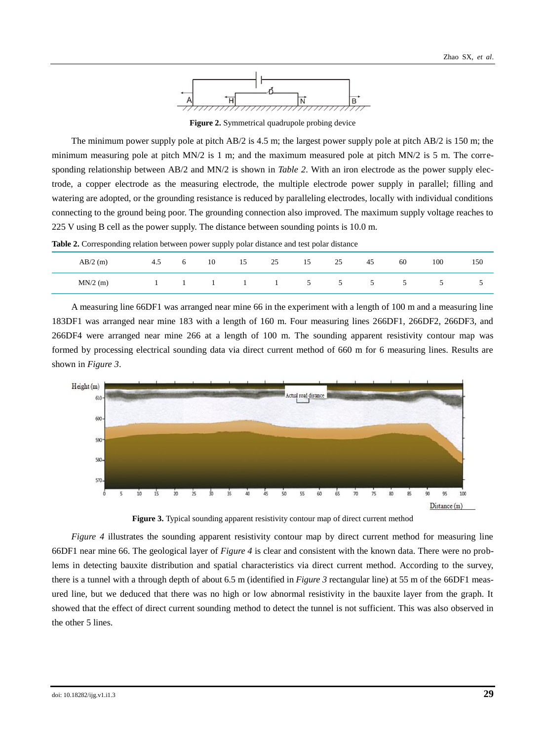Figure 2. Symmetrical quadrupole probing device

The minimum power supply pole at pitch AB/2 is 4.5 m; the largest power supply pole at pitch AB/2 is 150 m; the minimum measuring pole at pitch MN/2 is 1 m; and the maximum measured pole at pitch MN/2 is 5 m. The corresponding relationship between AB/2 and MN/2 is shown in *Table 2*. With an iron electrode as the power supply electrode, a copper electrode as the measuring electrode, the multiple electrode power supply in parallel; filling and watering are adopted, or the grounding resistance is reduced by paralleling electrodes, locally with individual conditions connecting to the ground being poor. The grounding connection also improved. The maximum supply voltage reaches to 225 V using B cell as the power supply. The distance between sounding points is 10.0 m.

**Table 2.** Corresponding relation between power supply polar distance and test polar distance

| AB/2 (m) | 4.5 | 6 | 10 | 15 | 25 | 15 | 25 | 45 | 60 | 100 | 150 |
|---|---|---|---|---|---|---|---|---|---|---|---|
| MN/2 (m) | 1 | 1 | 1 | 1 | 1 | 5 | 5 | 5 | 5 | 5 | 5 |

A measuring line 66DF1 was arranged near mine 66 in the experiment with a length of 100 m and a measuring line 183DF1 was arranged near mine 183 with a length of 160 m. Four measuring lines 266DF1, 266DF2, 266DF3, and 266DF4 were arranged near mine 266 at a length of 100 m. The sounding apparent resistivity contour map was formed by processing electrical sounding data via direct current method of 660 m for 6 measuring lines. Results are shown in *Figure 3*.

**Figure 3.** Typical sounding apparent resistivity contour map of direct current method

*Figure 4* illustrates the sounding apparent resistivity contour map by direct current method for measuring line 66DF1 near mine 66. The geological layer of *Figure 4* is clear and consistent with the known data. There were no problems in detecting bauxite distribution and spatial characteristics via direct current method. According to the survey, there is a tunnel with a through depth of about 6.5 m (identified in *Figure 3* rectangular line) at 55 m of the 66DF1 measured line, but we deduced that there was no high or low abnormal resistivity in the bauxite layer from the graph. It showed that the effect of direct current sounding method to detect the tunnel is not sufficient. This was also observed in the other 5 lines.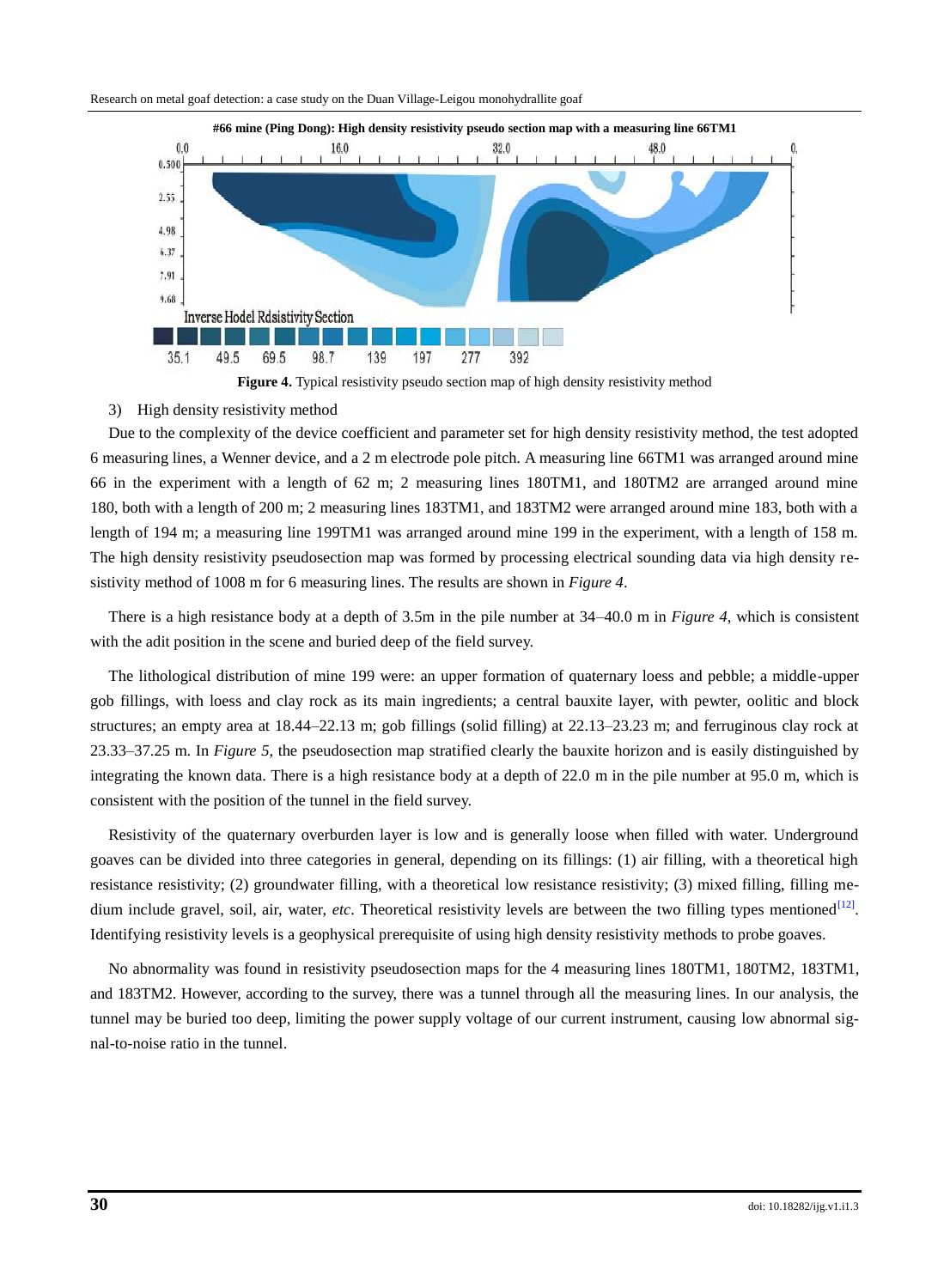**Figure 4.** Typical resistivity pseudo section map of high density resistivity method

3) High density resistivity method

Due to the complexity of the device coefficient and parameter set for high density resistivity method, the test adopted 6 measuring lines, a Wenner device, and a 2 m electrode pole pitch. A measuring line 66TM1 was arranged around mine 66 in the experiment with a length of 62 m; 2 measuring lines 180TM1, and 180TM2 are arranged around mine 180, both with a length of 200 m; 2 measuring lines 183TM1, and 183TM2 were arranged around mine 183, both with a length of 194 m; a measuring line 199TM1 was arranged around mine 199 in the experiment, with a length of 158 m. The high density resistivity pseudosection map was formed by processing electrical sounding data via high density resistivity method of 1008 m for 6 measuring lines. The results are shown in *Figure 4*.

There is a high resistance body at a depth of 3.5m in the pile number at 34–40.0 m in *Figure 4*, which is consistent with the adit position in the scene and buried deep of the field survey.

The lithological distribution of mine 199 were: an upper formation of quaternary loess and pebble; a middle-upper gob fillings, with loess and clay rock as its main ingredients; a central bauxite layer, with pewter, oolitic and block structures; an empty area at 18.44–22.13 m; gob fillings (solid filling) at 22.13–23.23 m; and ferruginous clay rock at 23.33–37.25 m. In *Figure 5*, the pseudosection map stratified clearly the bauxite horizon and is easily distinguished by integrating the known data. There is a high resistance body at a depth of 22.0 m in the pile number at 95.0 m, which is consistent with the position of the tunnel in the field survey.

Resistivity of the quaternary overburden layer is low and is generally loose when filled with water. Underground goaves can be divided into three categories in general, depending on its fillings: (1) air filling, with a theoretical high resistance resistivity; (2) groundwater filling, with a theoretical low resistance resistivity; (3) mixed filling, filling medium include gravel, soil, air, water, *etc*. Theoretical resistivity levels are between the two filling types mentioned[12]. Identifying resistivity levels is a geophysical prerequisite of using high density resistivity methods to probe goaves.

No abnormality was found in resistivity pseudosection maps for the 4 measuring lines 180TM1, 180TM2, 183TM1, and 183TM2. However, according to the survey, there was a tunnel through all the measuring lines. In our analysis, the tunnel may be buried too deep, limiting the power supply voltage of our current instrument, causing low abnormal signal-to-noise ratio in the tunnel.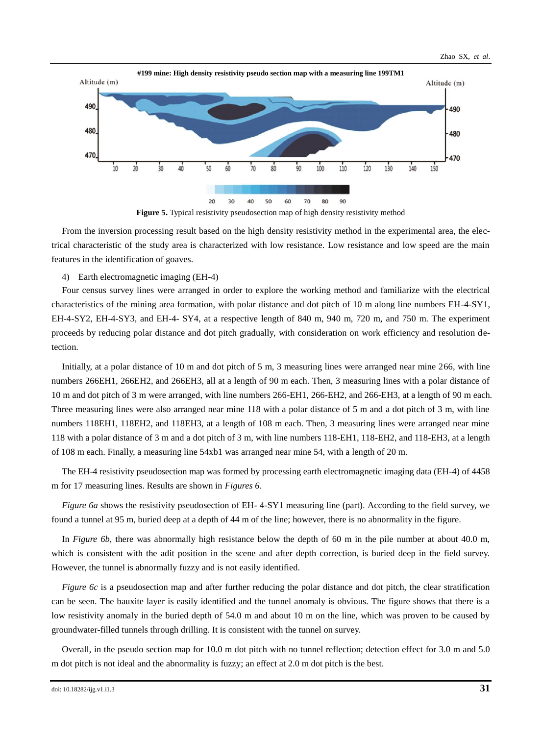#199 mine: High density resistivity pseudo section map with a measuring line 199TM1

Figure 5. Typical resistivity pseudosection map of high density resistivity method

From the inversion processing result based on the high density resistivity method in the experimental area, the electrical characteristic of the study area is characterized with low resistance. Low resistance and low speed are the main features in the identification of goaves.

4) Earth electromagnetic imaging (EH-4)

Four census survey lines were arranged in order to explore the working method and familiarize with the electrical characteristics of the mining area formation, with polar distance and dot pitch of 10 m along line numbers EH-4-SY1, EH-4-SY2, EH-4-SY3, and EH-4- SY4, at a respective length of 840 m, 940 m, 720 m, and 750 m. The experiment proceeds by reducing polar distance and dot pitch gradually, with consideration on work efficiency and resolution detection.

Initially, at a polar distance of 10 m and dot pitch of 5 m, 3 measuring lines were arranged near mine 266, with line numbers 266EH1, 266EH2, and 266EH3, all at a length of 90 m each. Then, 3 measuring lines with a polar distance of 10 m and dot pitch of 3 m were arranged, with line numbers 266-EH1, 266-EH2, and 266-EH3, at a length of 90 m each. Three measuring lines were also arranged near mine 118 with a polar distance of 5 m and a dot pitch of 3 m, with line numbers 118EH1, 118EH2, and 118EH3, at a length of 108 m each. Then, 3 measuring lines were arranged near mine 118 with a polar distance of 3 m and a dot pitch of 3 m, with line numbers 118-EH1, 118-EH2, and 118-EH3, at a length of 108 m each. Finally, a measuring line 54xb1 was arranged near mine 54, with a length of 20 m.

The EH-4 resistivity pseudosection map was formed by processing earth electromagnetic imaging data (EH-4) of 4458 m for 17 measuring lines. Results are shown in *Figures 6*.

*Figure 6a* shows the resistivity pseudosection of EH- 4-SY1 measuring line (part). According to the field survey, we found a tunnel at 95 m, buried deep at a depth of 44 m of the line; however, there is no abnormality in the figure.

In *Figure 6b*, there was abnormally high resistance below the depth of 60 m in the pile number at about 40.0 m, which is consistent with the adit position in the scene and after depth correction, is buried deep in the field survey. However, the tunnel is abnormally fuzzy and is not easily identified.

*Figure 6c* is a pseudosection map and after further reducing the polar distance and dot pitch, the clear stratification can be seen. The bauxite layer is easily identified and the tunnel anomaly is obvious. The figure shows that there is a low resistivity anomaly in the buried depth of 54.0 m and about 10 m on the line, which was proven to be caused by groundwater-filled tunnels through drilling. It is consistent with the tunnel on survey.

Overall, in the pseudo section map for 10.0 m dot pitch with no tunnel reflection; detection effect for 3.0 m and 5.0 m dot pitch is not ideal and the abnormality is fuzzy; an effect at 2.0 m dot pitch is the best.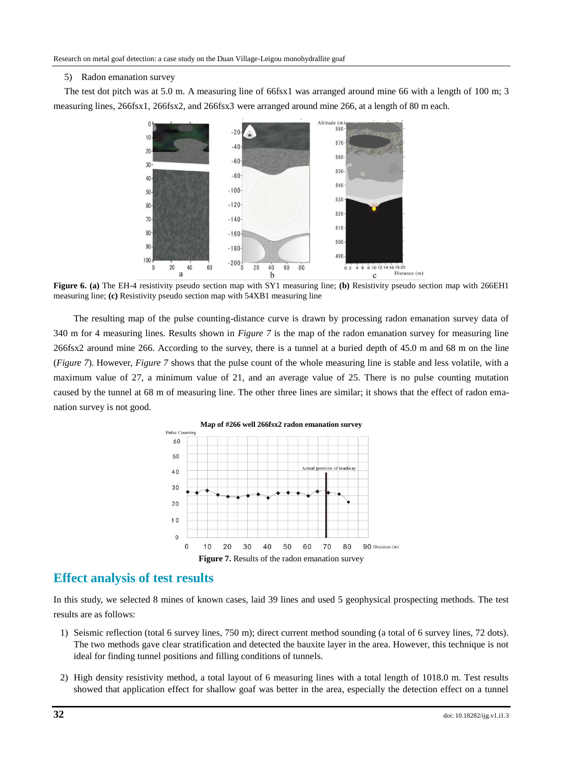5) Radon emanation survey

The test dot pitch was at 5.0 m. A measuring line of 66fsx1 was arranged around mine 66 with a length of 100 m; 3 measuring lines, 266fsx1, 266fsx2, and 266fsx3 were arranged around mine 266, at a length of 80 m each.

**Figure 6. (a)** The EH-4 resistivity pseudo section map with SY1 measuring line; **(b)** Resistivity pseudo section map with 266EH1 measuring line; **(c)** Resistivity pseudo section map with 54XB1 measuring line

The resulting map of the pulse counting-distance curve is drawn by processing radon emanation survey data of 340 m for 4 measuring lines. Results shown in *Figure 7* is the map of the radon emanation survey for measuring line 266fsx2 around mine 266. According to the survey, there is a tunnel at a buried depth of 45.0 m and 68 m on the line (*Figure 7*). However, *Figure 7* shows that the pulse count of the whole measuring line is stable and less volatile, with a maximum value of 27, a minimum value of 21, and an average value of 25. There is no pulse counting mutation caused by the tunnel at 68 m of measuring line. The other three lines are similar; it shows that the effect of radon emanation survey is not good.

**Figure 7.** Results of the radon emanation survey

## Effect analysis of test results

In this study, we selected 8 mines of known cases, laid 39 lines and used 5 geophysical prospecting methods. The test results are as follows:

1) Seismic reflection (total 6 survey lines, 750 m); direct current method sounding (a total of 6 survey lines, 72 dots). The two methods gave clear stratification and detected the bauxite layer in the area. However, this technique is not ideal for finding tunnel positions and filling conditions of tunnels.

2) High density resistivity method, a total layout of 6 measuring lines with a total length of 1018.0 m. Test results showed that application effect for shallow goaf was better in the area, especially the detection effect on a tunnel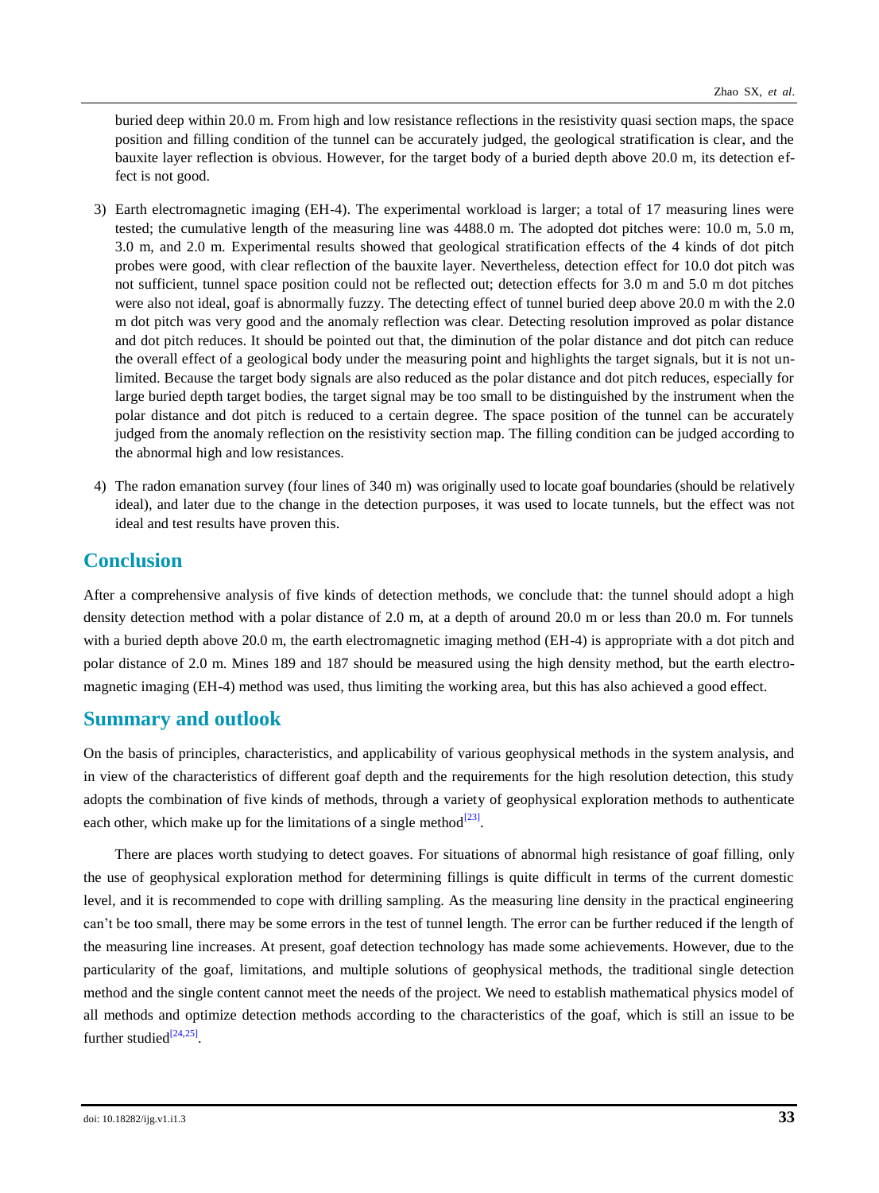buried deep within 20.0 m. From high and low resistance reflections in the resistivity quasi section maps, the space position and filling condition of the tunnel can be accurately judged, the geological stratification is clear, and the bauxite layer reflection is obvious. However, for the target body of a buried depth above 20.0 m, its detection effect is not good.

3) Earth electromagnetic imaging (EH-4). The experimental workload is larger; a total of 17 measuring lines were tested; the cumulative length of the measuring line was 4488.0 m. The adopted dot pitches were: 10.0 m, 5.0 m, 3.0 m, and 2.0 m. Experimental results showed that geological stratification effects of the 4 kinds of dot pitch probes were good, with clear reflection of the bauxite layer. Nevertheless, detection effect for 10.0 dot pitch was not sufficient, tunnel space position could not be reflected out; detection effects for 3.0 m and 5.0 m dot pitches were also not ideal, goaf is abnormally fuzzy. The detecting effect of tunnel buried deep above 20.0 m with the 2.0 m dot pitch was very good and the anomaly reflection was clear. Detecting resolution improved as polar distance and dot pitch reduces. It should be pointed out that, the diminution of the polar distance and dot pitch can reduce the overall effect of a geological body under the measuring point and highlights the target signals, but it is not unlimited. Because the target body signals are also reduced as the polar distance and dot pitch reduces, especially for large buried depth target bodies, the target signal may be too small to be distinguished by the instrument when the polar distance and dot pitch is reduced to a certain degree. The space position of the tunnel can be accurately judged from the anomaly reflection on the resistivity section map. The filling condition can be judged according to the abnormal high and low resistances.

4) The radon emanation survey (four lines of 340 m) was originally used to locate goaf boundaries (should be relatively ideal), and later due to the change in the detection purposes, it was used to locate tunnels, but the effect was not ideal and test results have proven this.

## Conclusion

After a comprehensive analysis of five kinds of detection methods, we conclude that: the tunnel should adopt a high density detection method with a polar distance of 2.0 m, at a depth of around 20.0 m or less than 20.0 m. For tunnels with a buried depth above 20.0 m, the earth electromagnetic imaging method (EH-4) is appropriate with a dot pitch and polar distance of 2.0 m. Mines 189 and 187 should be measured using the high density method, but the earth electromagnetic imaging (EH-4) method was used, thus limiting the working area, but this has also achieved a good effect.

## Summary and outlook

On the basis of principles, characteristics, and applicability of various geophysical methods in the system analysis, and in view of the characteristics of different goaf depth and the requirements for the high resolution detection, this study adopts the combination of five kinds of methods, through a variety of geophysical exploration methods to authenticate each other, which make up for the limitations of a single method[23].

There are places worth studying to detect goaves. For situations of abnormal high resistance of goaf filling, only the use of geophysical exploration method for determining fillings is quite difficult in terms of the current domestic level, and it is recommended to cope with drilling sampling. As the measuring line density in the practical engineering can't be too small, there may be some errors in the test of tunnel length. The error can be further reduced if the length of the measuring line increases. At present, goaf detection technology has made some achievements. However, due to the particularity of the goaf, limitations, and multiple solutions of geophysical methods, the traditional single detection method and the single content cannot meet the needs of the project. We need to establish mathematical physics model of all methods and optimize detection methods according to the characteristics of the goaf, which is still an issue to be further studied[24,25].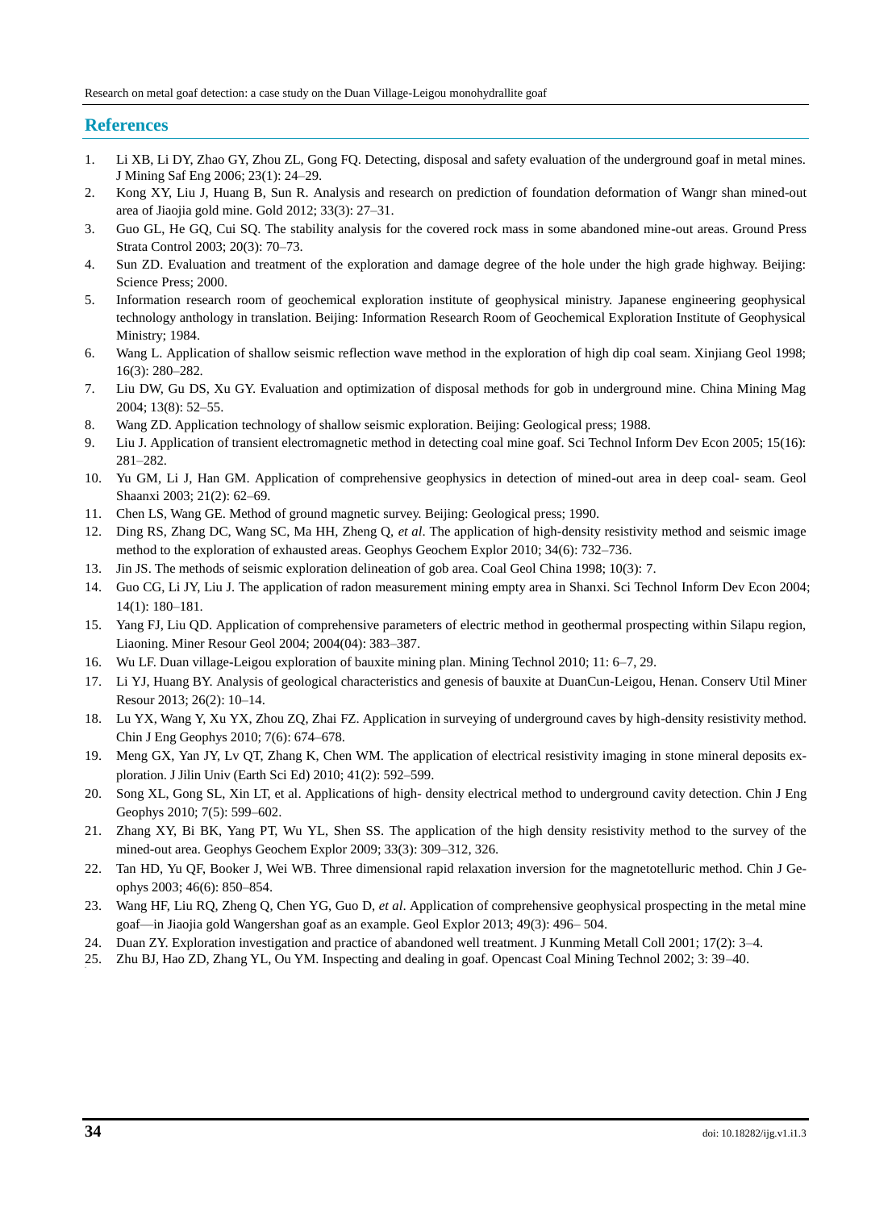## References

1. Li XB, Li DY, Zhao GY, Zhou ZL, Gong FQ. Detecting, disposal and safety evaluation of the underground goaf in metal mines. J Mining Saf Eng 2006; 23(1): 24–29.
2. Kong XY, Liu J, Huang B, Sun R. Analysis and research on prediction of foundation deformation of Wangr shan mined-out area of Jiaojia gold mine. Gold 2012; 33(3): 27–31.
3. Guo GL, He GQ, Cui SQ. The stability analysis for the covered rock mass in some abandoned mine-out areas. Ground Press Strata Control 2003; 20(3): 70–73.
4. Sun ZD. Evaluation and treatment of the exploration and damage degree of the hole under the high grade highway. Beijing: Science Press; 2000.
5. Information research room of geochemical exploration institute of geophysical ministry. Japanese engineering geophysical technology anthology in translation. Beijing: Information Research Room of Geochemical Exploration Institute of Geophysical Ministry; 1984.
6. Wang L. Application of shallow seismic reflection wave method in the exploration of high dip coal seam. Xinjiang Geol 1998; 16(3): 280–282.
7. Liu DW, Gu DS, Xu GY. Evaluation and optimization of disposal methods for gob in underground mine. China Mining Mag 2004; 13(8): 52–55.
8. Wang ZD. Application technology of shallow seismic exploration. Beijing: Geological press; 1988.
9. Liu J. Application of transient electromagnetic method in detecting coal mine goaf. Sci Technol Inform Dev Econ 2005; 15(16): 281–282.
10. Yu GM, Li J, Han GM. Application of comprehensive geophysics in detection of mined-out area in deep coal- seam. Geol Shaanxi 2003; 21(2): 62–69.
11. Chen LS, Wang GE. Method of ground magnetic survey. Beijing: Geological press; 1990.
12. Ding RS, Zhang DC, Wang SC, Ma HH, Zheng Q, *et al*. The application of high-density resistivity method and seismic image method to the exploration of exhausted areas. Geophys Geochem Explor 2010; 34(6): 732–736.
13. Jin JS. The methods of seismic exploration delineation of gob area. Coal Geol China 1998; 10(3): 7.
14. Guo CG, Li JY, Liu J. The application of radon measurement mining empty area in Shanxi. Sci Technol Inform Dev Econ 2004; 14(1): 180–181.
15. Yang FJ, Liu QD. Application of comprehensive parameters of electric method in geothermal prospecting within Silapu region, Liaoning. Miner Resour Geol 2004; 2004(04): 383–387.
16. Wu LF. Duan village-Leigou exploration of bauxite mining plan. Mining Technol 2010; 11: 6–7, 29.
17. Li YJ, Huang BY. Analysis of geological characteristics and genesis of bauxite at DuanCun-Leigou, Henan. Conserv Util Miner Resour 2013; 26(2): 10–14.
18. Lu YX, Wang Y, Xu YX, Zhou ZQ, Zhai FZ. Application in surveying of underground caves by high-density resistivity method. Chin J Eng Geophys 2010; 7(6): 674–678.
19. Meng GX, Yan JY, Lv QT, Zhang K, Chen WM. The application of electrical resistivity imaging in stone mineral deposits exploration. J Jilin Univ (Earth Sci Ed) 2010; 41(2): 592–599.
20. Song XL, Gong SL, Xin LT, et al. Applications of high- density electrical method to underground cavity detection. Chin J Eng Geophys 2010; 7(5): 599–602.
21. Zhang XY, Bi BK, Yang PT, Wu YL, Shen SS. The application of the high density resistivity method to the survey of the mined-out area. Geophys Geochem Explor 2009; 33(3): 309–312, 326.
22. Tan HD, Yu QF, Booker J, Wei WB. Three dimensional rapid relaxation inversion for the magnetotelluric method. Chin J Geophys 2003; 46(6): 850–854.
23. Wang HF, Liu RQ, Zheng Q, Chen YG, Guo D, *et al*. Application of comprehensive geophysical prospecting in the metal mine goaf—in Jiaojia gold Wangershan goaf as an example. Geol Explor 2013; 49(3): 496– 504.
24. Duan ZY. Exploration investigation and practice of abandoned well treatment. J Kunming Metall Coll 2001; 17(2): 3–4.
25. Zhu BJ, Hao ZD, Zhang YL, Ou YM. Inspecting and dealing in goaf. Opencast Coal Mining Technol 2002; 3: 39–40.